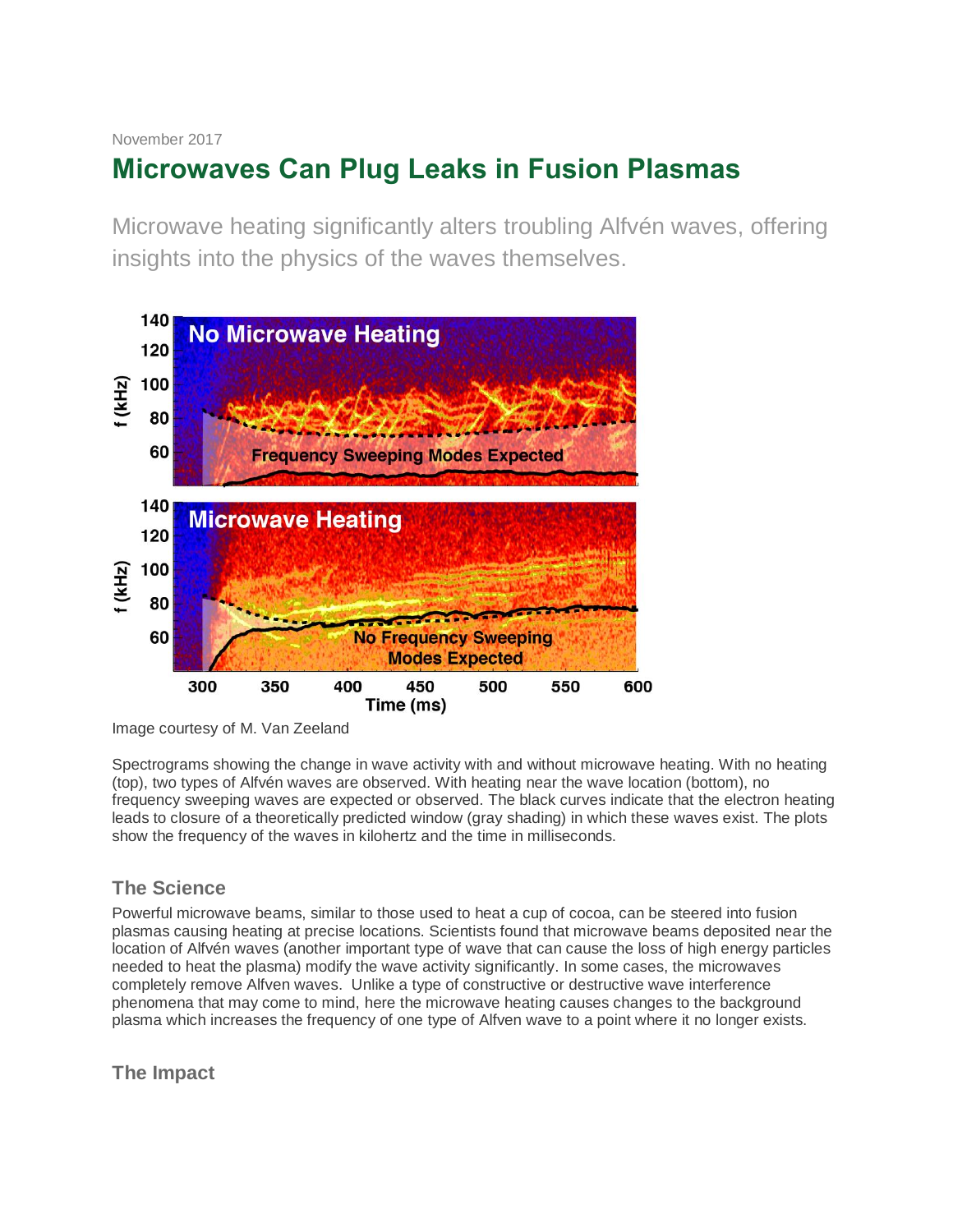November 2017

# Microwaves Can Plug Leaks in Fusion Plasmas

Microwave heating significantly alters troubling Alfvén waves, offering insights into the physics of the waves themselves.

Image courtesy of M. Van Zeeland

Spectrograms showing the change in wave activity with and without microwave heating. With no heating (top), two types of Alfvén waves are observed. With heating near the wave location (bottom), no frequency sweeping waves are expected or observed. The black curves indicate that the electron heating leads to closure of a theoretically predicted window (gray shading) in which these waves exist. The plots show the frequency of the waves in kilohertz and the time in milliseconds.

## The Science

Powerful microwave beams, similar to those used to heat a cup of cocoa, can be steered into fusion plasmas causing heating at precise locations. Scientists found that microwave beams deposited near the location of Alfvén waves (another important type of wave that can cause the loss of high energy particles needed to heat the plasma) modify the wave activity significantly. In some cases, the microwaves completely remove Alfven waves. Unlike a type of constructive or destructive wave interference phenomena that may come to mind, here the microwave heating causes changes to the background plasma which increases the frequency of one type of Alfven wave to a point where it no longer exists.

## The Impact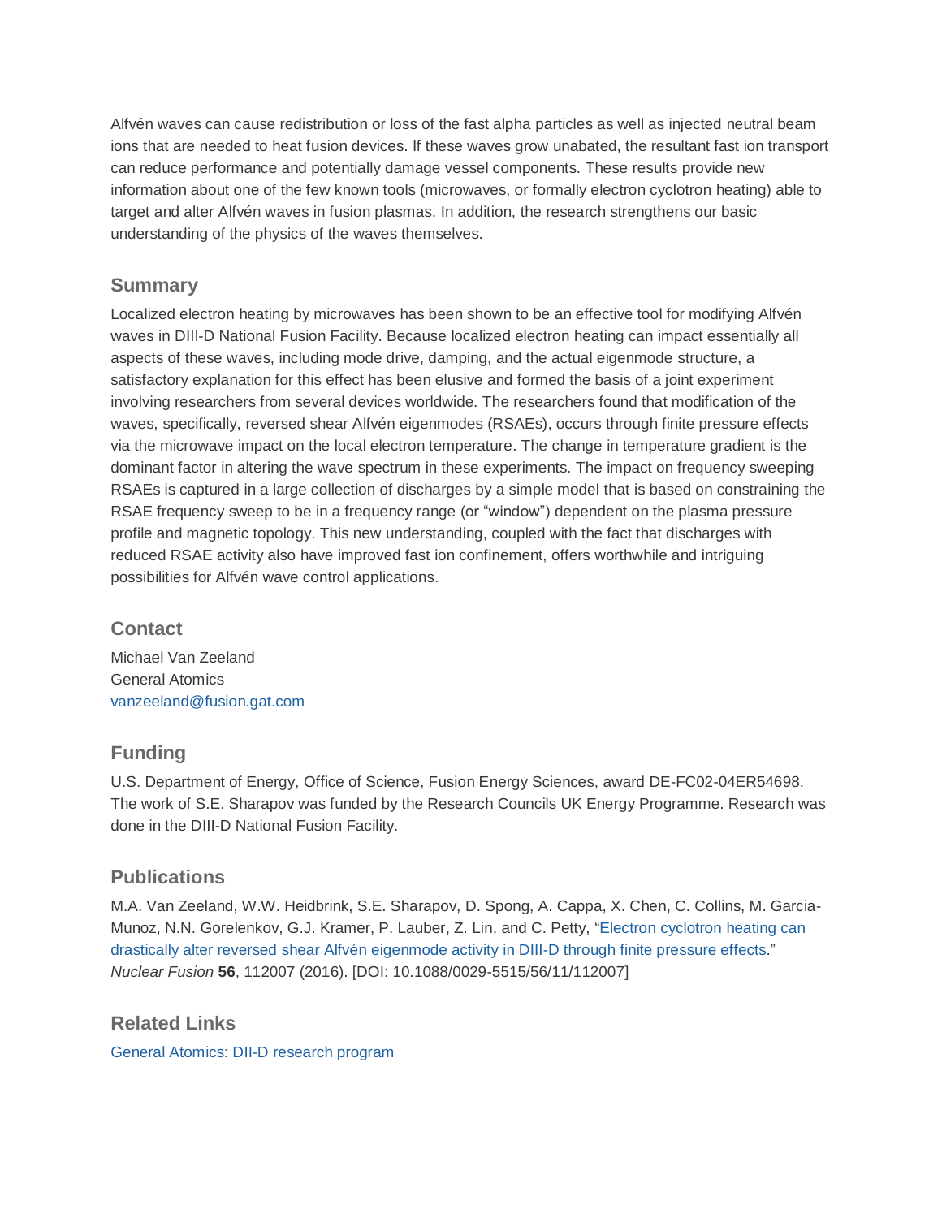Alfvén waves can cause redistribution or loss of the fast alpha particles as well as injected neutral beam ions that are needed to heat fusion devices. If these waves grow unabated, the resultant fast ion transport can reduce performance and potentially damage vessel components. These results provide new information about one of the few known tools (microwaves, or formally electron cyclotron heating) able to target and alter Alfvén waves in fusion plasmas. In addition, the research strengthens our basic understanding of the physics of the waves themselves.

## Summary

Localized electron heating by microwaves has been shown to be an effective tool for modifying Alfvén waves in DIII-D National Fusion Facility. Because localized electron heating can impact essentially all aspects of these waves, including mode drive, damping, and the actual eigenmode structure, a satisfactory explanation for this effect has been elusive and formed the basis of a joint experiment involving researchers from several devices worldwide. The researchers found that modification of the waves, specifically, reversed shear Alfvén eigenmodes (RSAEs), occurs through finite pressure effects via the microwave impact on the local electron temperature. The change in temperature gradient is the dominant factor in altering the wave spectrum in these experiments. The impact on frequency sweeping RSAEs is captured in a large collection of discharges by a simple model that is based on constraining the RSAE frequency sweep to be in a frequency range (or "window") dependent on the plasma pressure profile and magnetic topology. This new understanding, coupled with the fact that discharges with reduced RSAE activity also have improved fast ion confinement, offers worthwhile and intriguing possibilities for Alfvén wave control applications.

## Contact

Michael Van Zeeland
General Atomics
vanzeeland@fusion.gat.com

## Funding

U.S. Department of Energy, Office of Science, Fusion Energy Sciences, award DE-FC02-04ER54698. The work of S.E. Sharapov was funded by the Research Councils UK Energy Programme. Research was done in the DIII-D National Fusion Facility.

## Publications

M.A. Van Zeeland, W.W. Heidbrink, S.E. Sharapov, D. Spong, A. Cappa, X. Chen, C. Collins, M. Garcia-Munoz, N.N. Gorelenkov, G.J. Kramer, P. Lauber, Z. Lin, and C. Petty, "Electron cyclotron heating can drastically alter reversed shear Alfvén eigenmode activity in DIII-D through finite pressure effects." *Nuclear Fusion* **56**, 112007 (2016). [DOI: 10.1088/0029-5515/56/11/112007]

## Related Links

General Atomics: DII-D research program